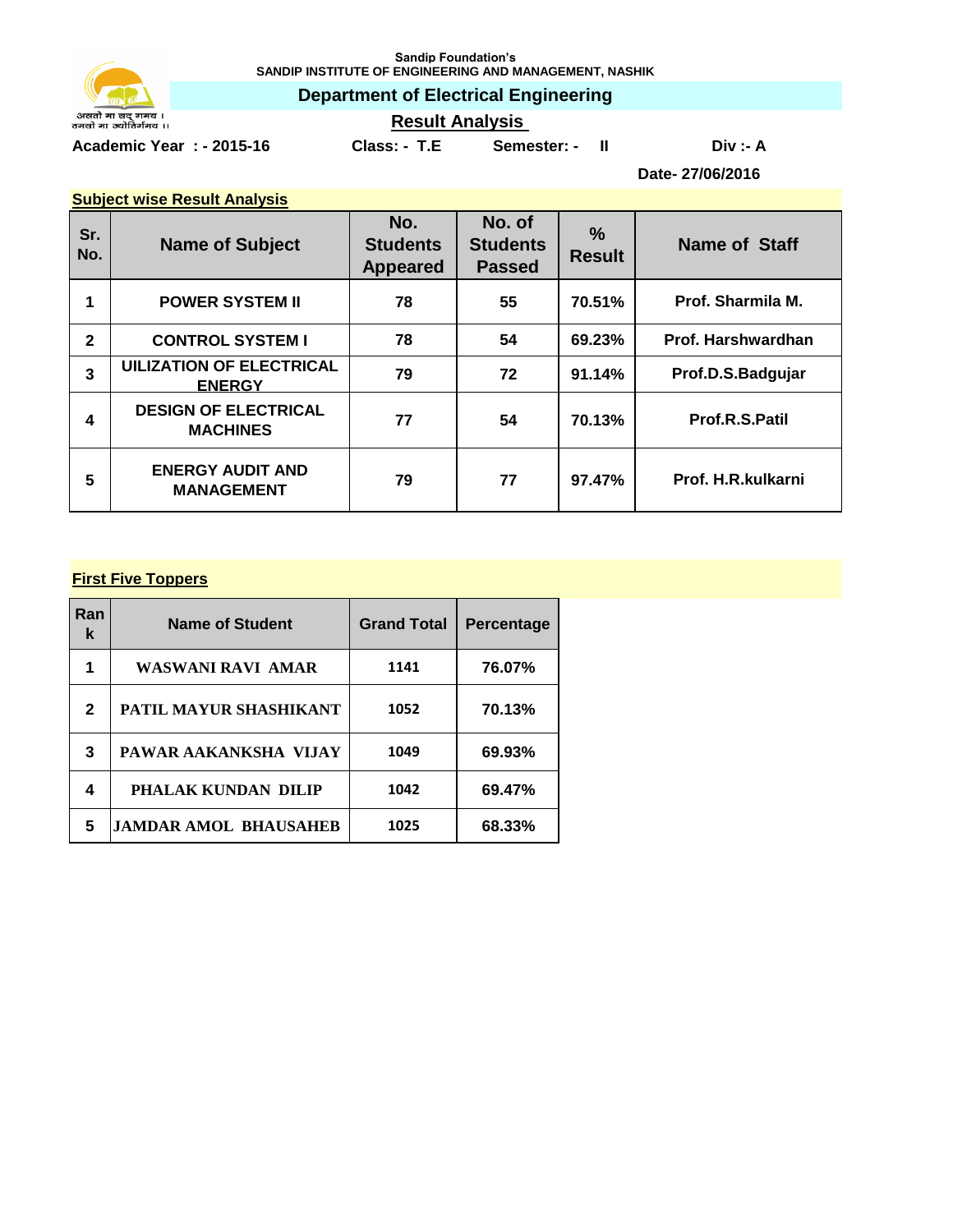Sandip Foundation's

SANDIP INSTITUTE OF ENGINEERING AND MANAGEMENT, NASHIK

असतो मा सद् गमय ।
तमसो मा ज्योतिर्गमय ।।

## Department of Electrical Engineering

### Result Analysis

**Academic Year : - 2015-16** **Class: - T.E** **Semester: - II** **Div :- A**

**Date- 27/06/2016**

### Subject wise Result Analysis

| Sr. No. | Name of Subject | No. Students Appeared | No. of Students Passed | % Result | Name of Staff |
|---|---|---|---|---|---|
| 1 | POWER SYSTEM II | 78 | 55 | 70.51% | Prof. Sharmila M. |
| 2 | CONTROL SYSTEM I | 78 | 54 | 69.23% | Prof. Harshwardhan |
| 3 | UILIZATION OF ELECTRICAL ENERGY | 79 | 72 | 91.14% | Prof.D.S.Badgujar |
| 4 | DESIGN OF ELECTRICAL MACHINES | 77 | 54 | 70.13% | Prof.R.S.Patil |
| 5 | ENERGY AUDIT AND MANAGEMENT | 79 | 77 | 97.47% | Prof. H.R.kulkarni |

### First Five Toppers

| Rank | Name of Student | Grand Total | Percentage |
|---|---|---|---|
| 1 | WASWANI RAVI AMAR | 1141 | 76.07% |
| 2 | PATIL MAYUR SHASHIKANT | 1052 | 70.13% |
| 3 | PAWAR AAKANKSHA VIJAY | 1049 | 69.93% |
| 4 | PHALAK KUNDAN DILIP | 1042 | 69.47% |
| 5 | JAMDAR AMOL BHAUSAHEB | 1025 | 68.33% |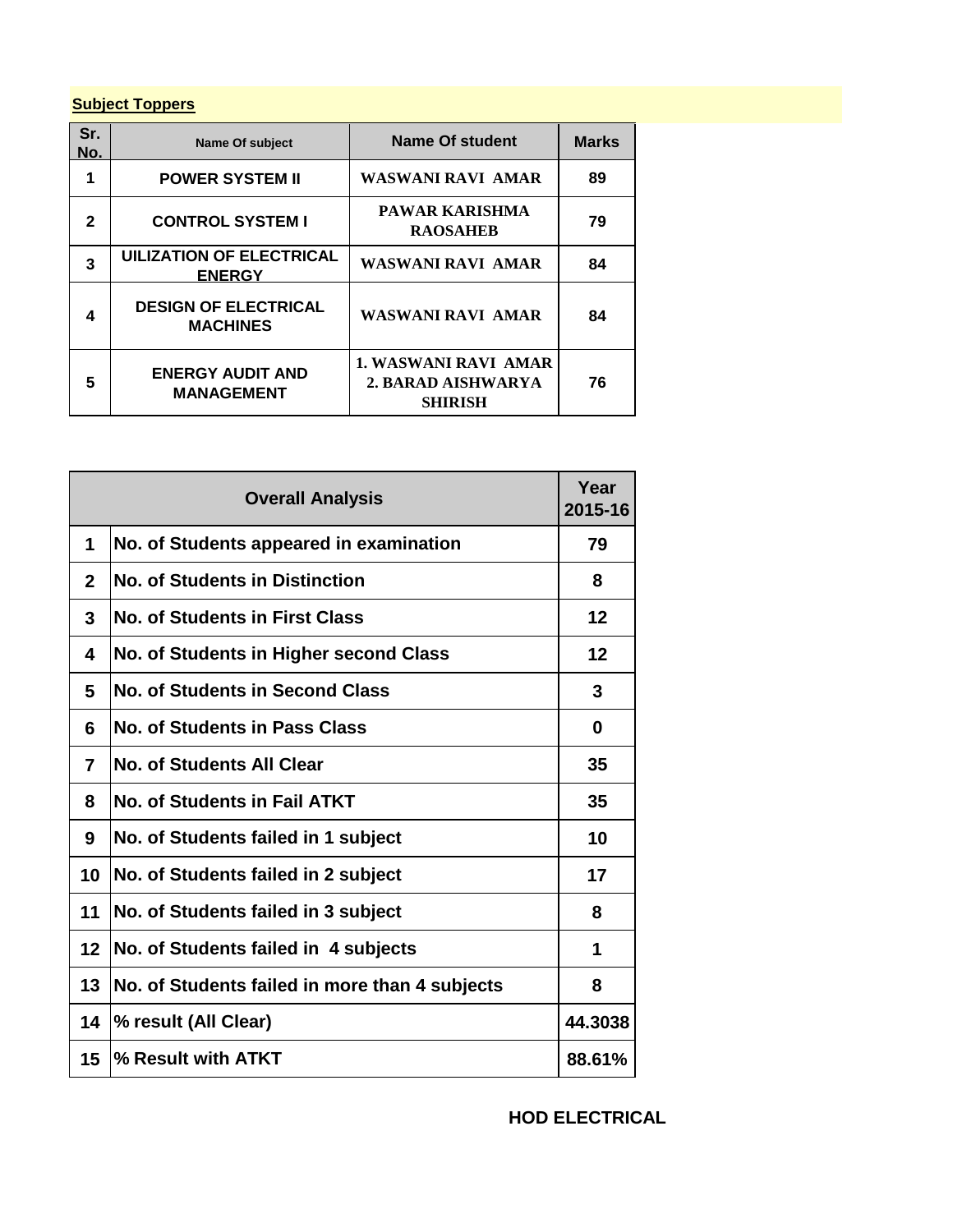**Subject Toppers**

| Sr. No. | Name Of subject | Name Of student | Marks |
|---|---|---|---|
| 1 | POWER SYSTEM II | WASWANI RAVI AMAR | 89 |
| 2 | CONTROL SYSTEM I | PAWAR KARISHMA RAOSAHEB | 79 |
| 3 | UILIZATION OF ELECTRICAL ENERGY | WASWANI RAVI AMAR | 84 |
| 4 | DESIGN OF ELECTRICAL MACHINES | WASWANI RAVI AMAR | 84 |
| 5 | ENERGY AUDIT AND MANAGEMENT | 1. WASWANI RAVI AMAR 2. BARAD AISHWARYA SHIRISH | 76 |

| Overall Analysis | | Year 2015-16 |
|---|---|---|
| 1 | No. of Students appeared in examination | 79 |
| 2 | No. of Students in Distinction | 8 |
| 3 | No. of Students in First Class | 12 |
| 4 | No. of Students in Higher second Class | 12 |
| 5 | No. of Students in Second Class | 3 |
| 6 | No. of Students in Pass Class | 0 |
| 7 | No. of Students All Clear | 35 |
| 8 | No. of Students in Fail ATKT | 35 |
| 9 | No. of Students failed in 1 subject | 10 |
| 10 | No. of Students failed in 2 subject | 17 |
| 11 | No. of Students failed in 3 subject | 8 |
| 12 | No. of Students failed in 4 subjects | 1 |
| 13 | No. of Students failed in more than 4 subjects | 8 |
| 14 | % result (All Clear) | 44.3038 |
| 15 | % Result with ATKT | 88.61% |

**HOD ELECTRICAL**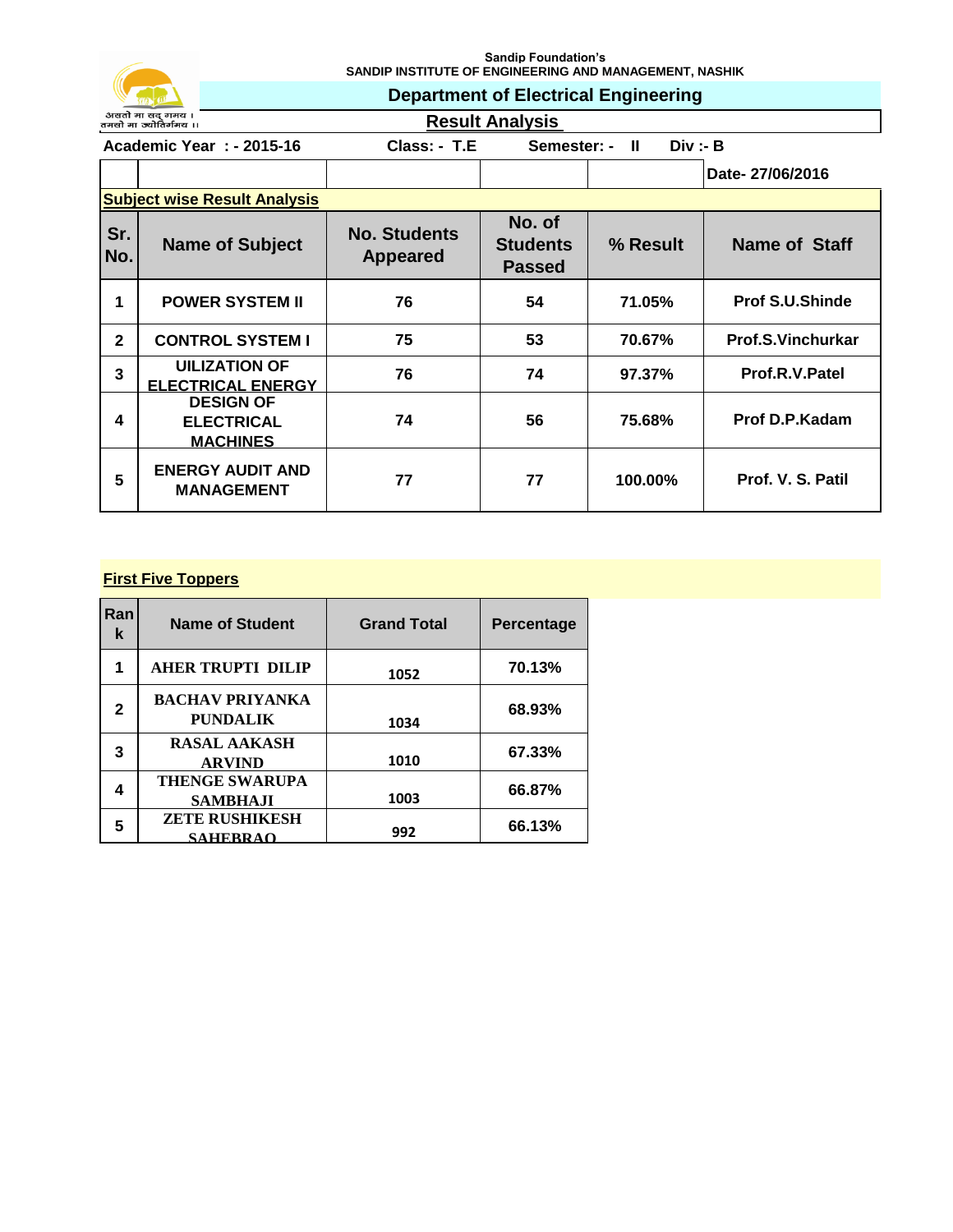Sandip Foundation's
SANDIP INSTITUTE OF ENGINEERING AND MANAGEMENT, NASHIK

असतो मा सद् गमय ।
तमसो मा ज्योतिर्गमय ।।

## Department of Electrical Engineering

### Result Analysis

**Academic Year : - 2015-16** **Class: - T.E** **Semester: - II** **Div :- B**

**Date- 27/06/2016**

**Subject wise Result Analysis**

| Sr. No. | Name of Subject | No. Students Appeared | No. of Students Passed | % Result | Name of Staff |
|---|---|---|---|---|---|
| 1 | POWER SYSTEM II | 76 | 54 | 71.05% | Prof S.U.Shinde |
| 2 | CONTROL SYSTEM I | 75 | 53 | 70.67% | Prof.S.Vinchurkar |
| 3 | UILIZATION OF ELECTRICAL ENERGY | 76 | 74 | 97.37% | Prof.R.V.Patel |
| 4 | DESIGN OF ELECTRICAL MACHINES | 74 | 56 | 75.68% | Prof D.P.Kadam |
| 5 | ENERGY AUDIT AND MANAGEMENT | 77 | 77 | 100.00% | Prof. V. S. Patil |

**First Five Toppers**

| Rank | Name of Student | Grand Total | Percentage |
|---|---|---|---|
| 1 | AHER TRUPTI DILIP | 1052 | 70.13% |
| 2 | BACHAV PRIYANKA PUNDALIK | 1034 | 68.93% |
| 3 | RASAL AAKASH ARVIND | 1010 | 67.33% |
| 4 | THENGE SWARUPA SAMBHAJI | 1003 | 66.87% |
| 5 | ZETE RUSHIKESH SAHEBRAO | 992 | 66.13% |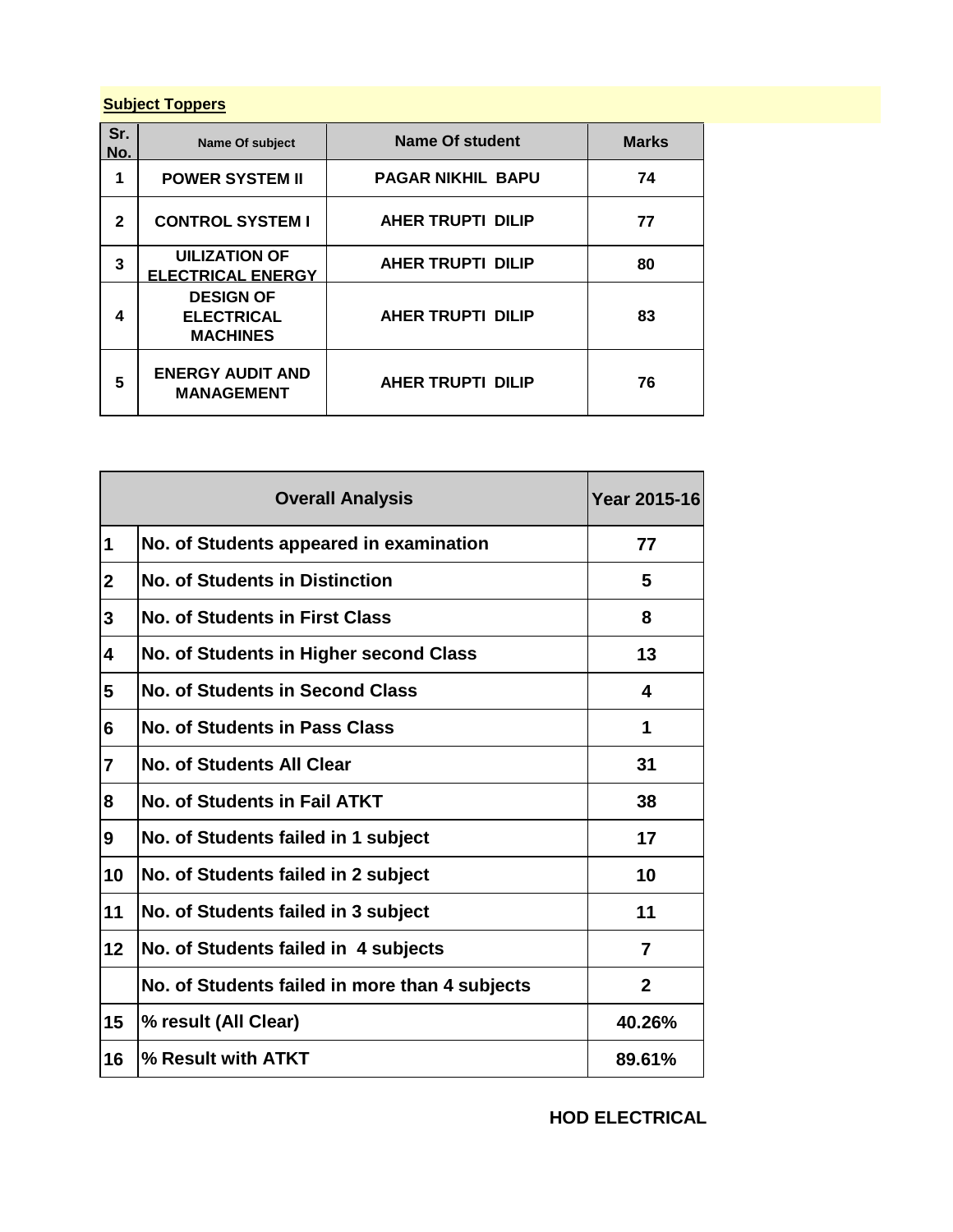**Subject Toppers**

| Sr. No. | Name Of subject | Name Of student | Marks |
|---|---|---|---|
| 1 | POWER SYSTEM II | PAGAR NIKHIL BAPU | 74 |
| 2 | CONTROL SYSTEM I | AHER TRUPTI DILIP | 77 |
| 3 | UILIZATION OF ELECTRICAL ENERGY | AHER TRUPTI DILIP | 80 |
| 4 | DESIGN OF ELECTRICAL MACHINES | AHER TRUPTI DILIP | 83 |
| 5 | ENERGY AUDIT AND MANAGEMENT | AHER TRUPTI DILIP | 76 |

| Overall Analysis | | Year 2015-16 |
|---|---|---|
| 1 | No. of Students appeared in examination | 77 |
| 2 | No. of Students in Distinction | 5 |
| 3 | No. of Students in First Class | 8 |
| 4 | No. of Students in Higher second Class | 13 |
| 5 | No. of Students in Second Class | 4 |
| 6 | No. of Students in Pass Class | 1 |
| 7 | No. of Students All Clear | 31 |
| 8 | No. of Students in Fail ATKT | 38 |
| 9 | No. of Students failed in 1 subject | 17 |
| 10 | No. of Students failed in 2 subject | 10 |
| 11 | No. of Students failed in 3 subject | 11 |
| 12 | No. of Students failed in 4 subjects | 7 |
| | No. of Students failed in more than 4 subjects | 2 |
| 15 | % result (All Clear) | 40.26% |
| 16 | % Result with ATKT | 89.61% |

**HOD ELECTRICAL**